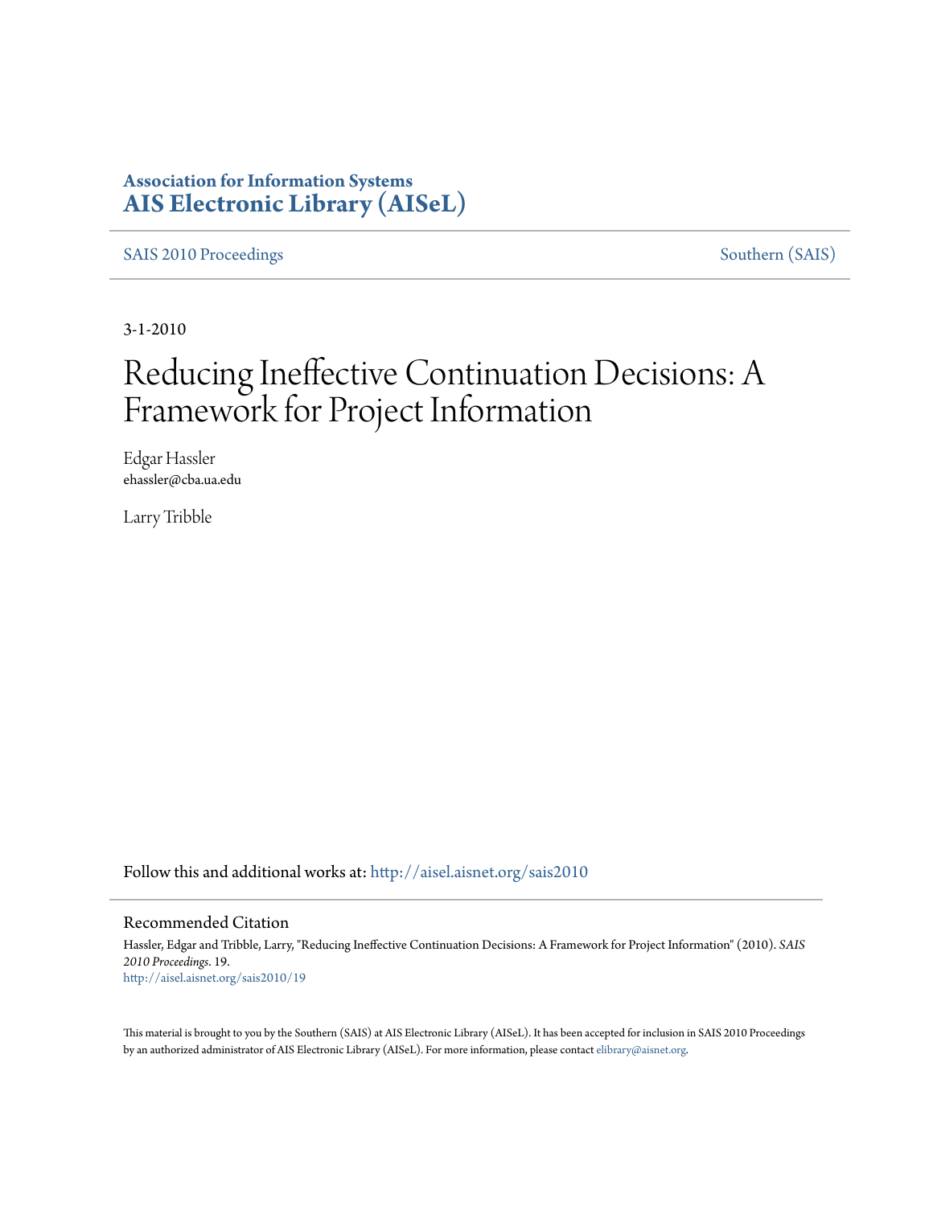**Association for Information Systems**
**AIS Electronic Library (AISeL)**

SAIS 2010 Proceedings | Southern (SAIS)

3-1-2010

# Reducing Ineffective Continuation Decisions: A Framework for Project Information

Edgar Hassler
ehassler@cba.ua.edu

Larry Tribble

Follow this and additional works at: http://aisel.aisnet.org/sais2010

## Recommended Citation

Hassler, Edgar and Tribble, Larry, "Reducing Ineffective Continuation Decisions: A Framework for Project Information" (2010). *SAIS 2010 Proceedings*. 19.
http://aisel.aisnet.org/sais2010/19

This material is brought to you by the Southern (SAIS) at AIS Electronic Library (AISeL). It has been accepted for inclusion in SAIS 2010 Proceedings by an authorized administrator of AIS Electronic Library (AISeL). For more information, please contact elibrary@aisnet.org.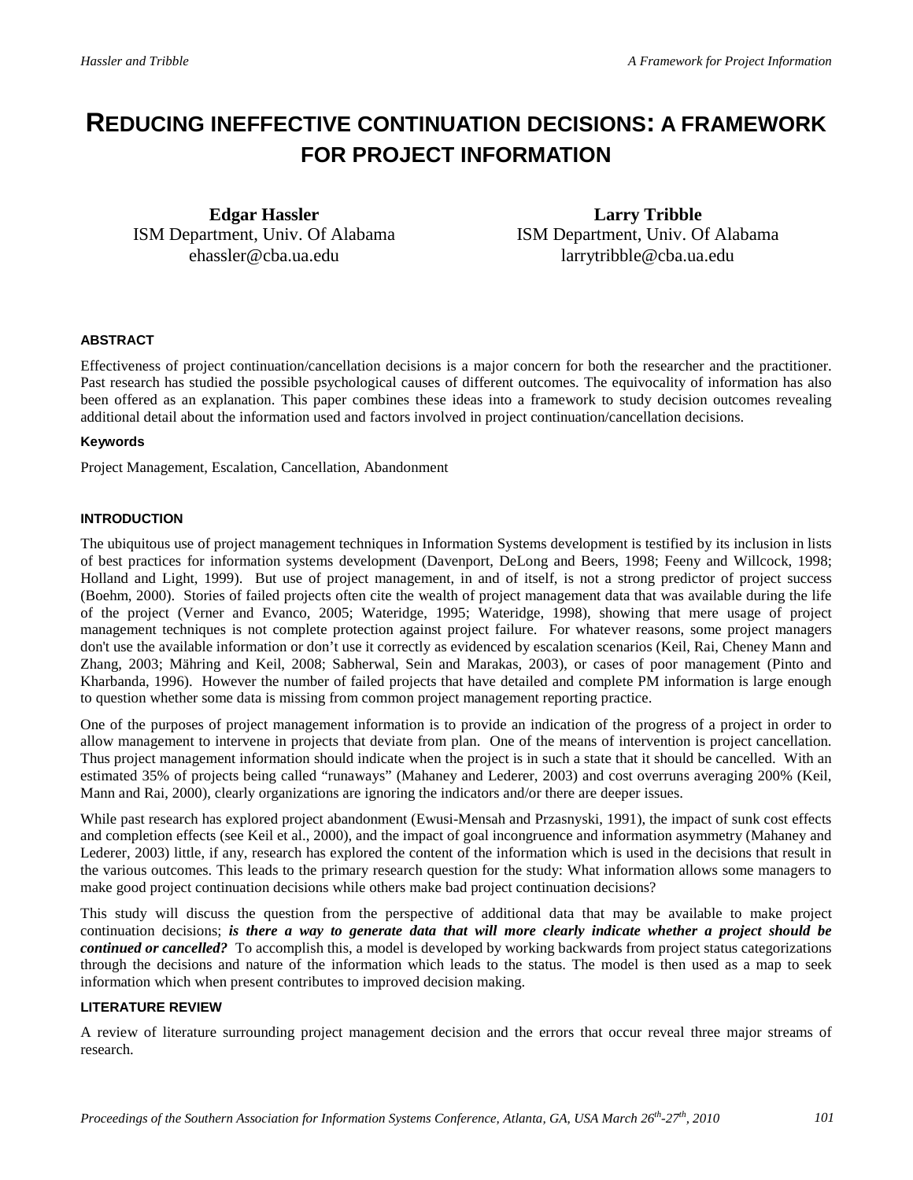# REDUCING INEFFECTIVE CONTINUATION DECISIONS: A FRAMEWORK FOR PROJECT INFORMATION

**Edgar Hassler**
ISM Department, Univ. Of Alabama
ehassler@cba.ua.edu

**Larry Tribble**
ISM Department, Univ. Of Alabama
larrytribble@cba.ua.edu

#### ABSTRACT

Effectiveness of project continuation/cancellation decisions is a major concern for both the researcher and the practitioner. Past research has studied the possible psychological causes of different outcomes. The equivocality of information has also been offered as an explanation. This paper combines these ideas into a framework to study decision outcomes revealing additional detail about the information used and factors involved in project continuation/cancellation decisions.

#### Keywords

Project Management, Escalation, Cancellation, Abandonment

## INTRODUCTION

The ubiquitous use of project management techniques in Information Systems development is testified by its inclusion in lists of best practices for information systems development (Davenport, DeLong and Beers, 1998; Feeny and Willcock, 1998; Holland and Light, 1999). But use of project management, in and of itself, is not a strong predictor of project success (Boehm, 2000). Stories of failed projects often cite the wealth of project management data that was available during the life of the project (Verner and Evanco, 2005; Wateridge, 1995; Wateridge, 1998), showing that mere usage of project management techniques is not complete protection against project failure. For whatever reasons, some project managers don't use the available information or don't use it correctly as evidenced by escalation scenarios (Keil, Rai, Cheney Mann and Zhang, 2003; Mähring and Keil, 2008; Sabherwal, Sein and Marakas, 2003), or cases of poor management (Pinto and Kharbanda, 1996). However the number of failed projects that have detailed and complete PM information is large enough to question whether some data is missing from common project management reporting practice.

One of the purposes of project management information is to provide an indication of the progress of a project in order to allow management to intervene in projects that deviate from plan. One of the means of intervention is project cancellation. Thus project management information should indicate when the project is in such a state that it should be cancelled. With an estimated 35% of projects being called "runaways" (Mahaney and Lederer, 2003) and cost overruns averaging 200% (Keil, Mann and Rai, 2000), clearly organizations are ignoring the indicators and/or there are deeper issues.

While past research has explored project abandonment (Ewusi-Mensah and Przasnyski, 1991), the impact of sunk cost effects and completion effects (see Keil et al., 2000), and the impact of goal incongruence and information asymmetry (Mahaney and Lederer, 2003) little, if any, research has explored the content of the information which is used in the decisions that result in the various outcomes. This leads to the primary research question for the study: What information allows some managers to make good project continuation decisions while others make bad project continuation decisions?

This study will discuss the question from the perspective of additional data that may be available to make project continuation decisions; ***is there a way to generate data that will more clearly indicate whether a project should be continued or cancelled?*** To accomplish this, a model is developed by working backwards from project status categorizations through the decisions and nature of the information which leads to the status. The model is then used as a map to seek information which when present contributes to improved decision making.

## LITERATURE REVIEW

A review of literature surrounding project management decision and the errors that occur reveal three major streams of research.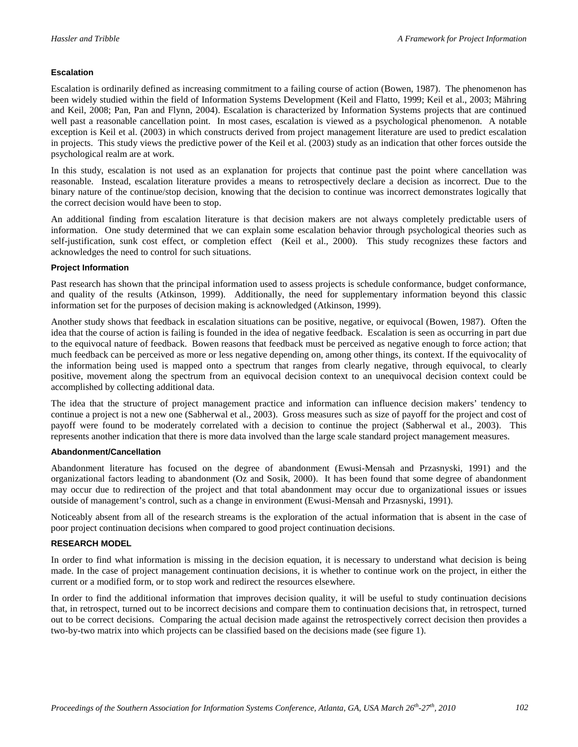### Escalation

Escalation is ordinarily defined as increasing commitment to a failing course of action (Bowen, 1987). The phenomenon has been widely studied within the field of Information Systems Development (Keil and Flatto, 1999; Keil et al., 2003; Mähring and Keil, 2008; Pan, Pan and Flynn, 2004). Escalation is characterized by Information Systems projects that are continued well past a reasonable cancellation point. In most cases, escalation is viewed as a psychological phenomenon. A notable exception is Keil et al. (2003) in which constructs derived from project management literature are used to predict escalation in projects. This study views the predictive power of the Keil et al. (2003) study as an indication that other forces outside the psychological realm are at work.

In this study, escalation is not used as an explanation for projects that continue past the point where cancellation was reasonable. Instead, escalation literature provides a means to retrospectively declare a decision as incorrect. Due to the binary nature of the continue/stop decision, knowing that the decision to continue was incorrect demonstrates logically that the correct decision would have been to stop.

An additional finding from escalation literature is that decision makers are not always completely predictable users of information. One study determined that we can explain some escalation behavior through psychological theories such as self-justification, sunk cost effect, or completion effect (Keil et al., 2000). This study recognizes these factors and acknowledges the need to control for such situations.

### Project Information

Past research has shown that the principal information used to assess projects is schedule conformance, budget conformance, and quality of the results (Atkinson, 1999). Additionally, the need for supplementary information beyond this classic information set for the purposes of decision making is acknowledged (Atkinson, 1999).

Another study shows that feedback in escalation situations can be positive, negative, or equivocal (Bowen, 1987). Often the idea that the course of action is failing is founded in the idea of negative feedback. Escalation is seen as occurring in part due to the equivocal nature of feedback. Bowen reasons that feedback must be perceived as negative enough to force action; that much feedback can be perceived as more or less negative depending on, among other things, its context. If the equivocality of the information being used is mapped onto a spectrum that ranges from clearly negative, through equivocal, to clearly positive, movement along the spectrum from an equivocal decision context to an unequivocal decision context could be accomplished by collecting additional data.

The idea that the structure of project management practice and information can influence decision makers' tendency to continue a project is not a new one (Sabherwal et al., 2003). Gross measures such as size of payoff for the project and cost of payoff were found to be moderately correlated with a decision to continue the project (Sabherwal et al., 2003). This represents another indication that there is more data involved than the large scale standard project management measures.

### Abandonment/Cancellation

Abandonment literature has focused on the degree of abandonment (Ewusi-Mensah and Przasnyski, 1991) and the organizational factors leading to abandonment (Oz and Sosik, 2000). It has been found that some degree of abandonment may occur due to redirection of the project and that total abandonment may occur due to organizational issues or issues outside of management's control, such as a change in environment (Ewusi-Mensah and Przasnyski, 1991).

Noticeably absent from all of the research streams is the exploration of the actual information that is absent in the case of poor project continuation decisions when compared to good project continuation decisions.

## RESEARCH MODEL

In order to find what information is missing in the decision equation, it is necessary to understand what decision is being made. In the case of project management continuation decisions, it is whether to continue work on the project, in either the current or a modified form, or to stop work and redirect the resources elsewhere.

In order to find the additional information that improves decision quality, it will be useful to study continuation decisions that, in retrospect, turned out to be incorrect decisions and compare them to continuation decisions that, in retrospect, turned out to be correct decisions. Comparing the actual decision made against the retrospectively correct decision then provides a two-by-two matrix into which projects can be classified based on the decisions made (see figure 1).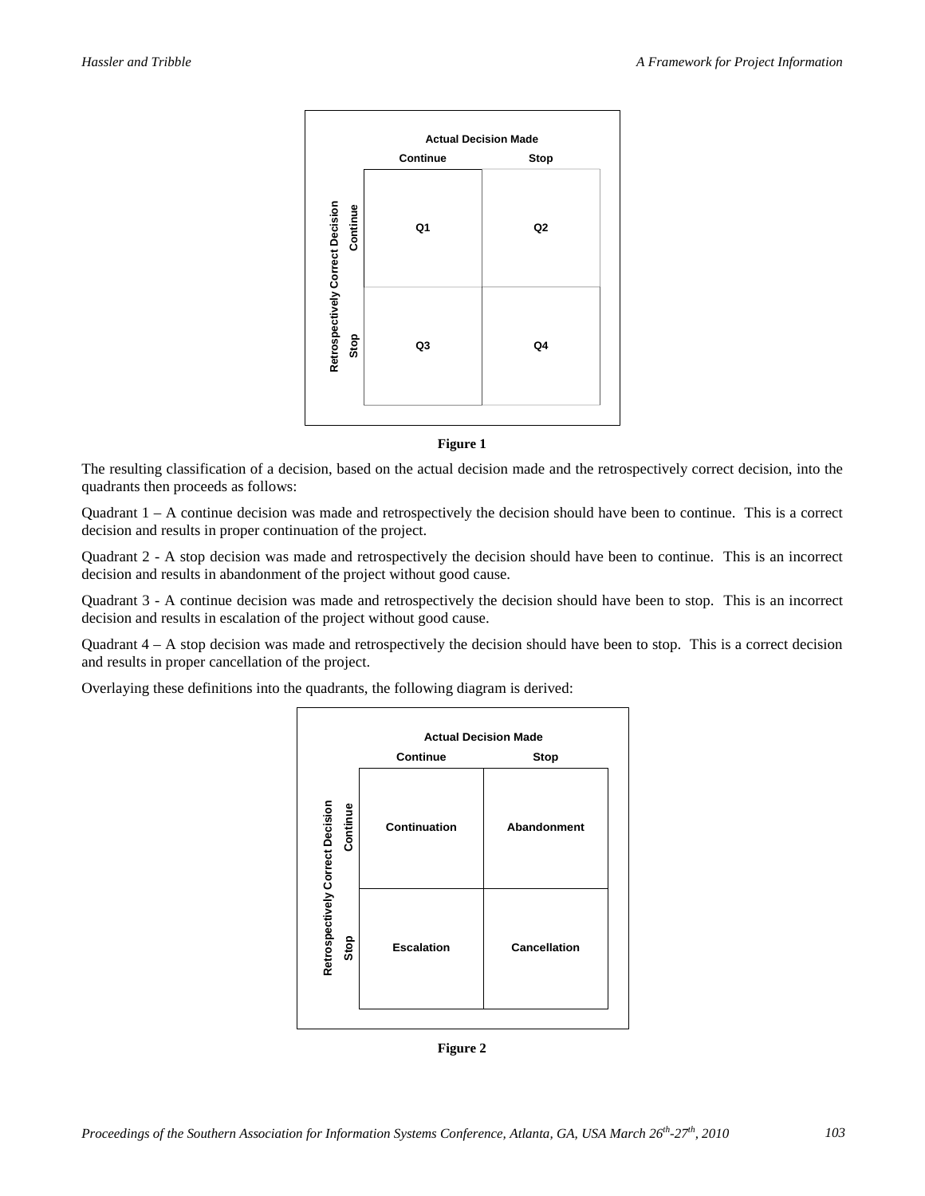| | | Actual Decision Made | |
| --- | --- | --- | --- |
| | | Continue | Stop |
| Retrospectively Correct Decision | Continue | Q1 | Q2 |
| | Stop | Q3 | Q4 |

**Figure 1**

The resulting classification of a decision, based on the actual decision made and the retrospectively correct decision, into the quadrants then proceeds as follows:

Quadrant 1 – A continue decision was made and retrospectively the decision should have been to continue. This is a correct decision and results in proper continuation of the project.

Quadrant 2 - A stop decision was made and retrospectively the decision should have been to continue. This is an incorrect decision and results in abandonment of the project without good cause.

Quadrant 3 - A continue decision was made and retrospectively the decision should have been to stop. This is an incorrect decision and results in escalation of the project without good cause.

Quadrant 4 – A stop decision was made and retrospectively the decision should have been to stop. This is a correct decision and results in proper cancellation of the project.

Overlaying these definitions into the quadrants, the following diagram is derived:

| | | Actual Decision Made | |
| --- | --- | --- | --- |
| | | Continue | Stop |
| Retrospectively Correct Decision | Continue | Continuation | Abandonment |
| | Stop | Escalation | Cancellation |

**Figure 2**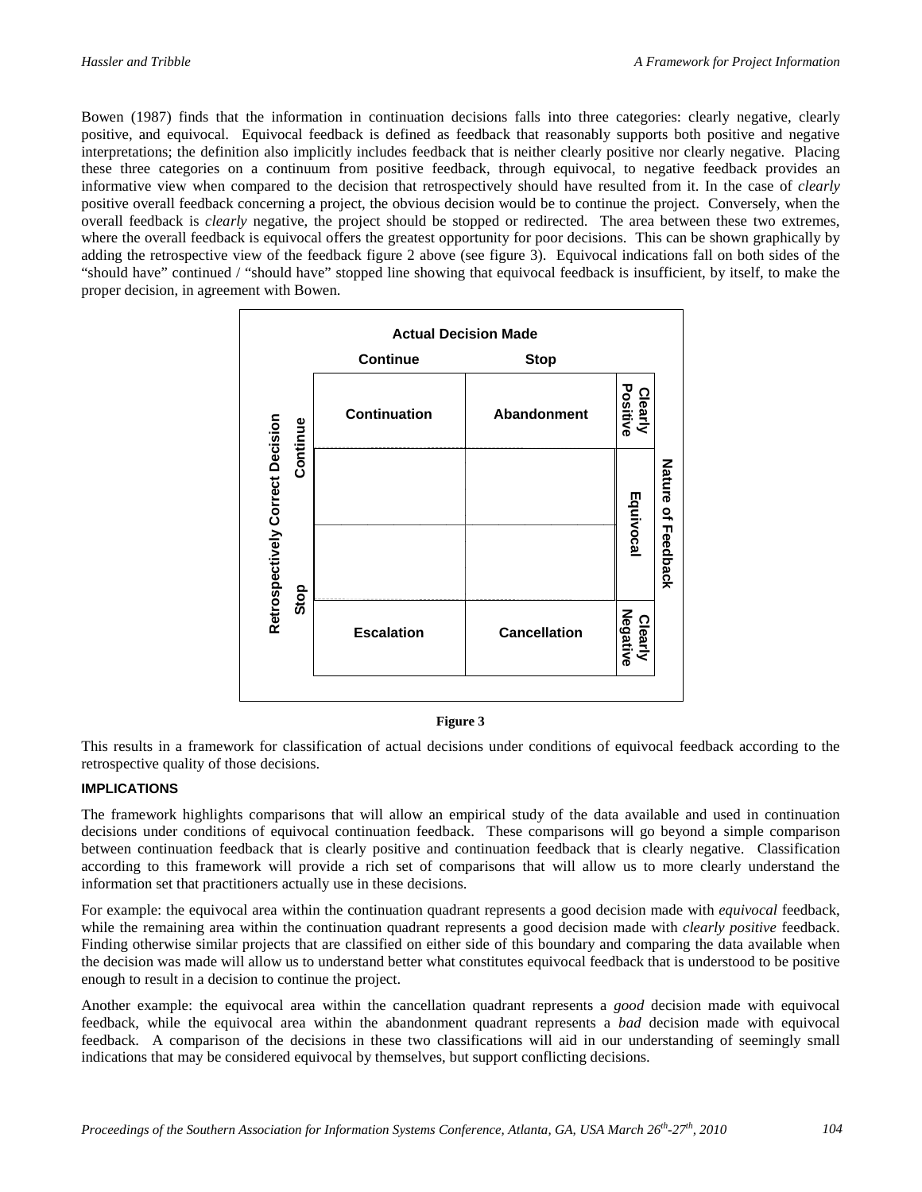Bowen (1987) finds that the information in continuation decisions falls into three categories: clearly negative, clearly positive, and equivocal. Equivocal feedback is defined as feedback that reasonably supports both positive and negative interpretations; the definition also implicitly includes feedback that is neither clearly positive nor clearly negative. Placing these three categories on a continuum from positive feedback, through equivocal, to negative feedback provides an informative view when compared to the decision that retrospectively should have resulted from it. In the case of *clearly* positive overall feedback concerning a project, the obvious decision would be to continue the project. Conversely, when the overall feedback is *clearly* negative, the project should be stopped or redirected. The area between these two extremes, where the overall feedback is equivocal offers the greatest opportunity for poor decisions. This can be shown graphically by adding the retrospective view of the feedback figure 2 above (see figure 3). Equivocal indications fall on both sides of the "should have" continued / "should have" stopped line showing that equivocal feedback is insufficient, by itself, to make the proper decision, in agreement with Bowen.

| Retrospectively Correct Decision | Actual Decision Made: Continue | Actual Decision Made: Stop | Nature of Feedback |
|---|---|---|---|
| Continue | Continuation | Abandonment | Clearly Positive |
| Continue | | | Equivocal |
| Stop | | | Equivocal |
| Stop | Escalation | Cancellation | Clearly Negative |

**Figure 3**

This results in a framework for classification of actual decisions under conditions of equivocal feedback according to the retrospective quality of those decisions.

## IMPLICATIONS

The framework highlights comparisons that will allow an empirical study of the data available and used in continuation decisions under conditions of equivocal continuation feedback. These comparisons will go beyond a simple comparison between continuation feedback that is clearly positive and continuation feedback that is clearly negative. Classification according to this framework will provide a rich set of comparisons that will allow us to more clearly understand the information set that practitioners actually use in these decisions.

For example: the equivocal area within the continuation quadrant represents a good decision made with *equivocal* feedback, while the remaining area within the continuation quadrant represents a good decision made with *clearly positive* feedback. Finding otherwise similar projects that are classified on either side of this boundary and comparing the data available when the decision was made will allow us to understand better what constitutes equivocal feedback that is understood to be positive enough to result in a decision to continue the project.

Another example: the equivocal area within the cancellation quadrant represents a *good* decision made with equivocal feedback, while the equivocal area within the abandonment quadrant represents a *bad* decision made with equivocal feedback. A comparison of the decisions in these two classifications will aid in our understanding of seemingly small indications that may be considered equivocal by themselves, but support conflicting decisions.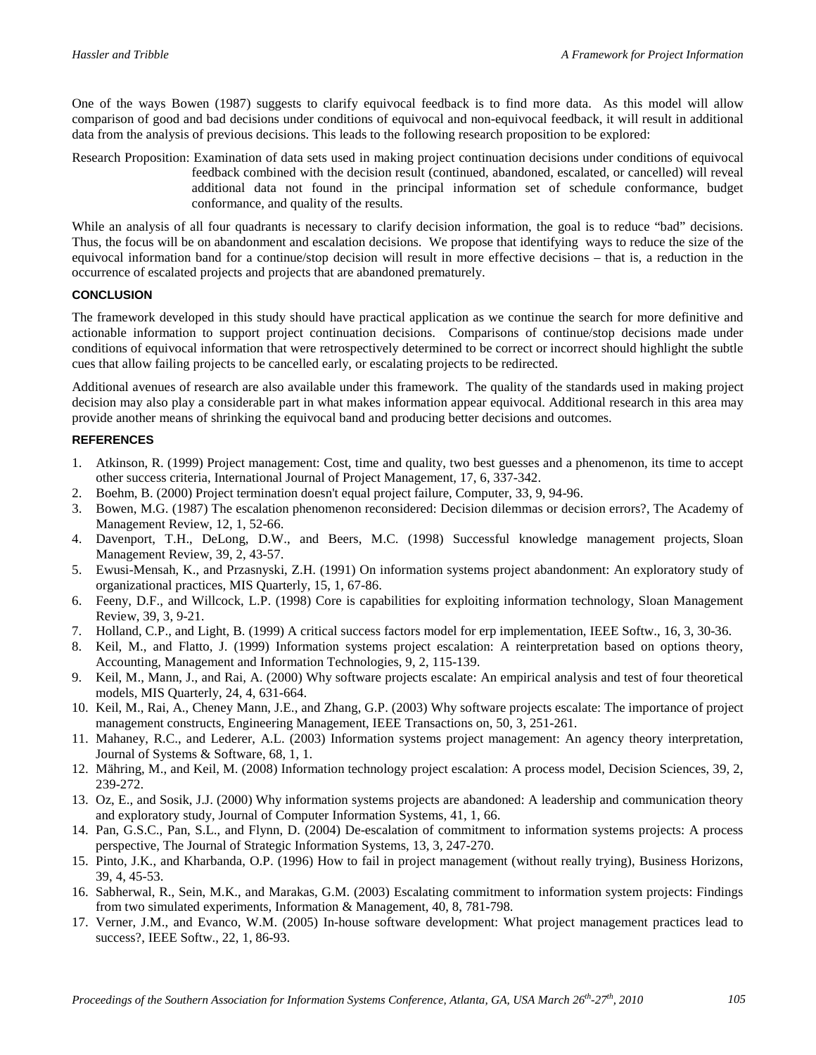One of the ways Bowen (1987) suggests to clarify equivocal feedback is to find more data. As this model will allow comparison of good and bad decisions under conditions of equivocal and non-equivocal feedback, it will result in additional data from the analysis of previous decisions. This leads to the following research proposition to be explored:

Research Proposition: Examination of data sets used in making project continuation decisions under conditions of equivocal feedback combined with the decision result (continued, abandoned, escalated, or cancelled) will reveal additional data not found in the principal information set of schedule conformance, budget conformance, and quality of the results.

While an analysis of all four quadrants is necessary to clarify decision information, the goal is to reduce "bad" decisions. Thus, the focus will be on abandonment and escalation decisions. We propose that identifying ways to reduce the size of the equivocal information band for a continue/stop decision will result in more effective decisions – that is, a reduction in the occurrence of escalated projects and projects that are abandoned prematurely.

## CONCLUSION

The framework developed in this study should have practical application as we continue the search for more definitive and actionable information to support project continuation decisions. Comparisons of continue/stop decisions made under conditions of equivocal information that were retrospectively determined to be correct or incorrect should highlight the subtle cues that allow failing projects to be cancelled early, or escalating projects to be redirected.

Additional avenues of research are also available under this framework. The quality of the standards used in making project decision may also play a considerable part in what makes information appear equivocal. Additional research in this area may provide another means of shrinking the equivocal band and producing better decisions and outcomes.

## REFERENCES

1. Atkinson, R. (1999) Project management: Cost, time and quality, two best guesses and a phenomenon, its time to accept other success criteria, International Journal of Project Management, 17, 6, 337-342.
2. Boehm, B. (2000) Project termination doesn't equal project failure, Computer, 33, 9, 94-96.
3. Bowen, M.G. (1987) The escalation phenomenon reconsidered: Decision dilemmas or decision errors?, The Academy of Management Review, 12, 1, 52-66.
4. Davenport, T.H., DeLong, D.W., and Beers, M.C. (1998) Successful knowledge management projects, Sloan Management Review, 39, 2, 43-57.
5. Ewusi-Mensah, K., and Przasnyski, Z.H. (1991) On information systems project abandonment: An exploratory study of organizational practices, MIS Quarterly, 15, 1, 67-86.
6. Feeny, D.F., and Willcock, L.P. (1998) Core is capabilities for exploiting information technology, Sloan Management Review, 39, 3, 9-21.
7. Holland, C.P., and Light, B. (1999) A critical success factors model for erp implementation, IEEE Softw., 16, 3, 30-36.
8. Keil, M., and Flatto, J. (1999) Information systems project escalation: A reinterpretation based on options theory, Accounting, Management and Information Technologies, 9, 2, 115-139.
9. Keil, M., Mann, J., and Rai, A. (2000) Why software projects escalate: An empirical analysis and test of four theoretical models, MIS Quarterly, 24, 4, 631-664.
10. Keil, M., Rai, A., Cheney Mann, J.E., and Zhang, G.P. (2003) Why software projects escalate: The importance of project management constructs, Engineering Management, IEEE Transactions on, 50, 3, 251-261.
11. Mahaney, R.C., and Lederer, A.L. (2003) Information systems project management: An agency theory interpretation, Journal of Systems & Software, 68, 1, 1.
12. Mähring, M., and Keil, M. (2008) Information technology project escalation: A process model, Decision Sciences, 39, 2, 239-272.
13. Oz, E., and Sosik, J.J. (2000) Why information systems projects are abandoned: A leadership and communication theory and exploratory study, Journal of Computer Information Systems, 41, 1, 66.
14. Pan, G.S.C., Pan, S.L., and Flynn, D. (2004) De-escalation of commitment to information systems projects: A process perspective, The Journal of Strategic Information Systems, 13, 3, 247-270.
15. Pinto, J.K., and Kharbanda, O.P. (1996) How to fail in project management (without really trying), Business Horizons, 39, 4, 45-53.
16. Sabherwal, R., Sein, M.K., and Marakas, G.M. (2003) Escalating commitment to information system projects: Findings from two simulated experiments, Information & Management, 40, 8, 781-798.
17. Verner, J.M., and Evanco, W.M. (2005) In-house software development: What project management practices lead to success?, IEEE Softw., 22, 1, 86-93.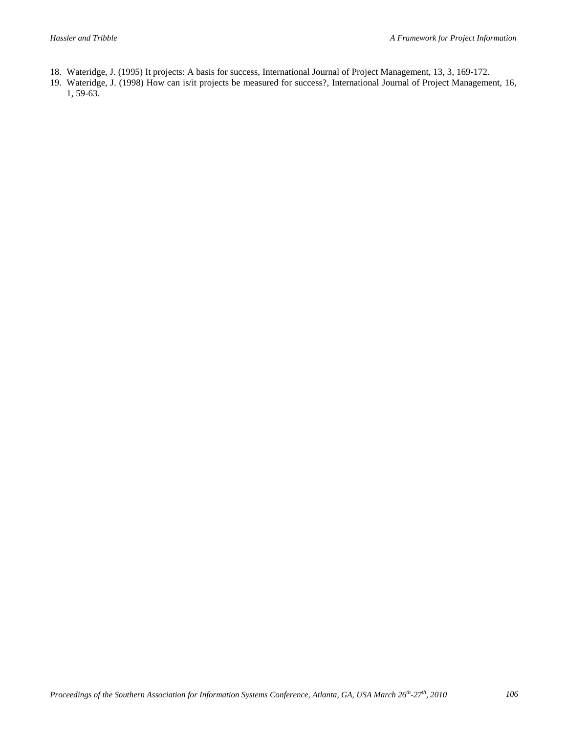18. Wateridge, J. (1995) It projects: A basis for success, International Journal of Project Management, 13, 3, 169-172.
19. Wateridge, J. (1998) How can is/it projects be measured for success?, International Journal of Project Management, 16, 1, 59-63.